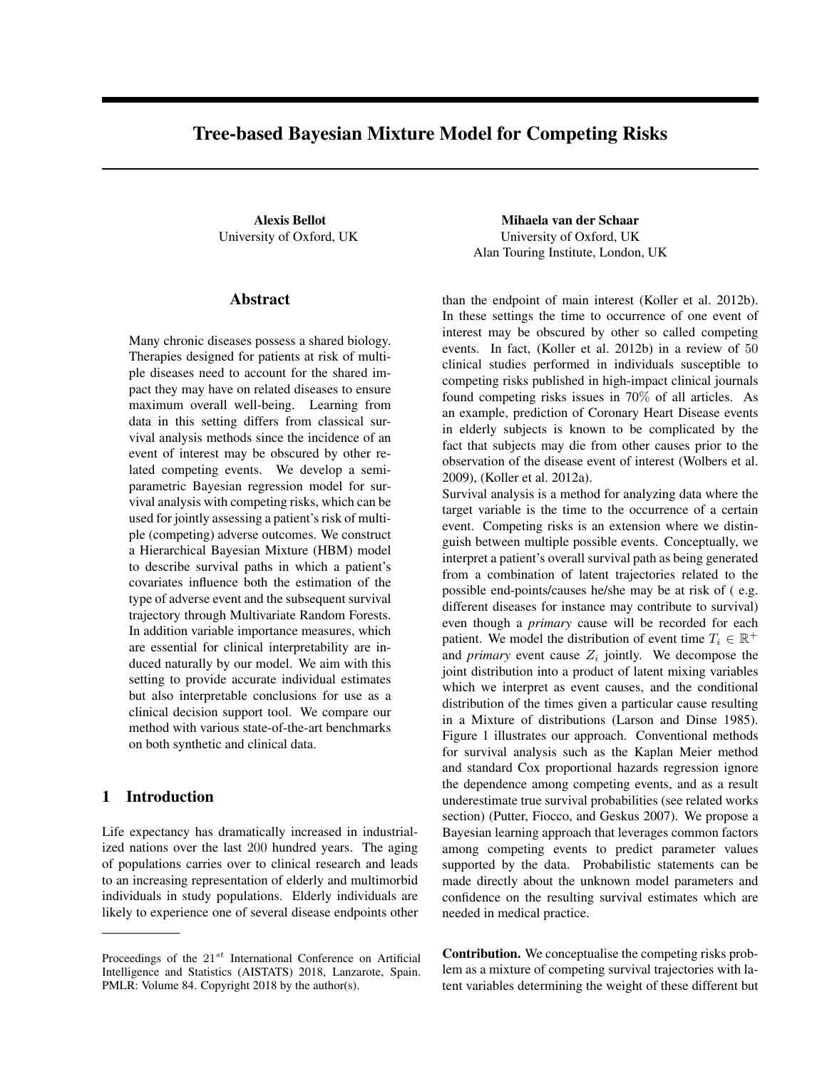# Tree-based Bayesian Mixture Model for Competing Risks

**Alexis Bellot**
University of Oxford, UK

**Mihaela van der Schaar**
University of Oxford, UK
Alan Touring Institute, London, UK

## Abstract

Many chronic diseases possess a shared biology. Therapies designed for patients at risk of multiple diseases need to account for the shared impact they may have on related diseases to ensure maximum overall well-being. Learning from data in this setting differs from classical survival analysis methods since the incidence of an event of interest may be obscured by other related competing events. We develop a semi-parametric Bayesian regression model for survival analysis with competing risks, which can be used for jointly assessing a patient's risk of multiple (competing) adverse outcomes. We construct a Hierarchical Bayesian Mixture (HBM) model to describe survival paths in which a patient's covariates influence both the estimation of the type of adverse event and the subsequent survival trajectory through Multivariate Random Forests. In addition variable importance measures, which are essential for clinical interpretability are induced naturally by our model. We aim with this setting to provide accurate individual estimates but also interpretable conclusions for use as a clinical decision support tool. We compare our method with various state-of-the-art benchmarks on both synthetic and clinical data.

## 1 Introduction

Life expectancy has dramatically increased in industrialized nations over the last 200 hundred years. The aging of populations carries over to clinical research and leads to an increasing representation of elderly and multimorbid individuals in study populations. Elderly individuals are likely to experience one of several disease endpoints other than the endpoint of main interest (Koller et al. 2012b). In these settings the time to occurrence of one event of interest may be obscured by other so called competing events. In fact, (Koller et al. 2012b) in a review of 50 clinical studies performed in individuals susceptible to competing risks published in high-impact clinical journals found competing risks issues in 70% of all articles. As an example, prediction of Coronary Heart Disease events in elderly subjects is known to be complicated by the fact that subjects may die from other causes prior to the observation of the disease event of interest (Wolbers et al. 2009), (Koller et al. 2012a).

Survival analysis is a method for analyzing data where the target variable is the time to the occurrence of a certain event. Competing risks is an extension where we distinguish between multiple possible events. Conceptually, we interpret a patient's overall survival path as being generated from a combination of latent trajectories related to the possible end-points/causes he/she may be at risk of ( e.g. different diseases for instance may contribute to survival) even though a *primary* cause will be recorded for each patient. We model the distribution of event time $T_i \in \mathbb{R}^+$ and *primary* event cause $Z_i$ jointly. We decompose the joint distribution into a product of latent mixing variables which we interpret as event causes, and the conditional distribution of the times given a particular cause resulting in a Mixture of distributions (Larson and Dinse 1985). Figure 1 illustrates our approach. Conventional methods for survival analysis such as the Kaplan Meier method and standard Cox proportional hazards regression ignore the dependence among competing events, and as a result underestimate true survival probabilities (see related works section) (Putter, Fiocco, and Geskus 2007). We propose a Bayesian learning approach that leverages common factors among competing events to predict parameter values supported by the data. Probabilistic statements can be made directly about the unknown model parameters and confidence on the resulting survival estimates which are needed in medical practice.

**Contribution.** We conceptualise the competing risks problem as a mixture of competing survival trajectories with latent variables determining the weight of these different but

Proceedings of the $21^{st}$ International Conference on Artificial Intelligence and Statistics (AISTATS) 2018, Lanzarote, Spain. PMLR: Volume 84. Copyright 2018 by the author(s).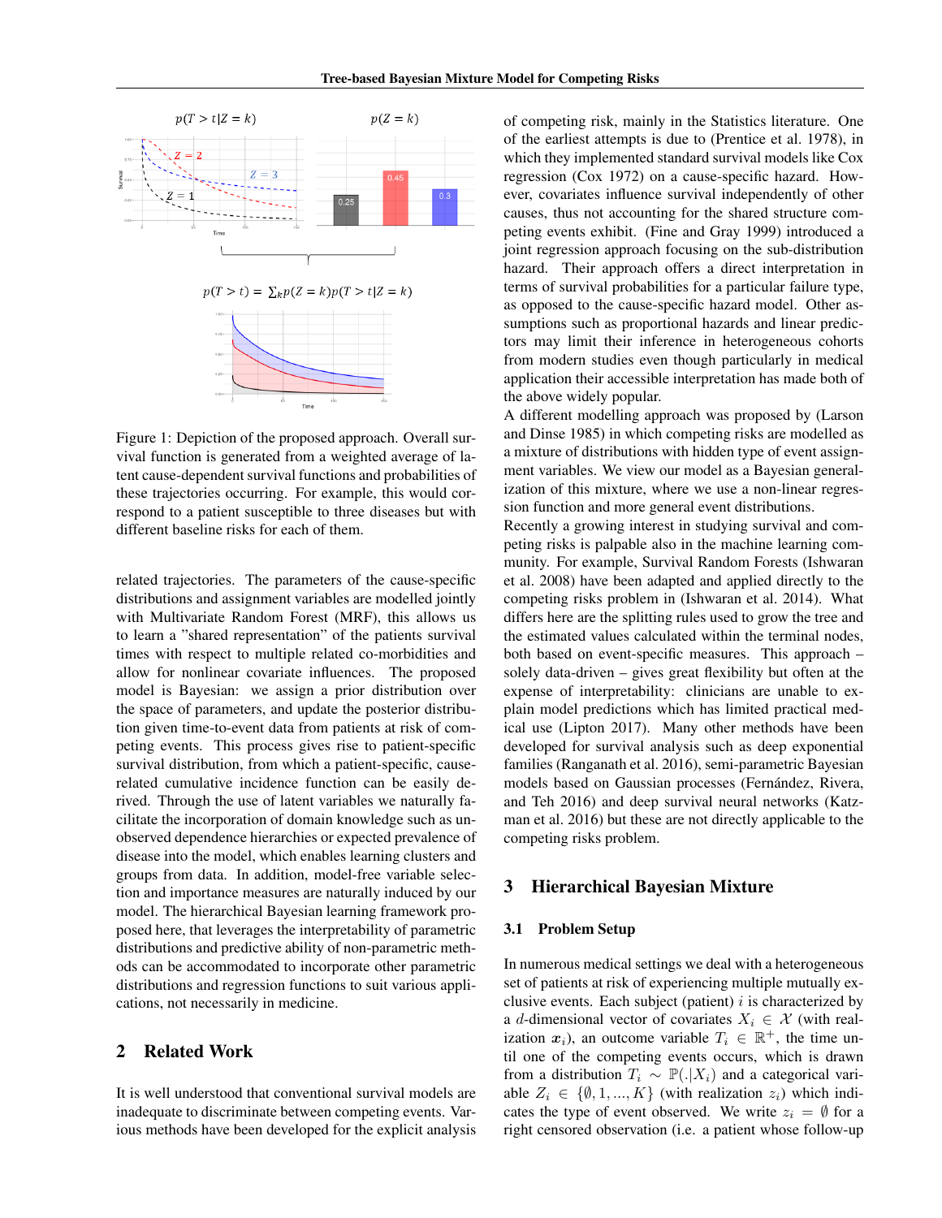Figure 1: Depiction of the proposed approach. Overall survival function is generated from a weighted average of latent cause-dependent survival functions and probabilities of these trajectories occurring. For example, this would correspond to a patient susceptible to three diseases but with different baseline risks for each of them.

related trajectories. The parameters of the cause-specific distributions and assignment variables are modelled jointly with Multivariate Random Forest (MRF), this allows us to learn a "shared representation" of the patients survival times with respect to multiple related co-morbidities and allow for nonlinear covariate influences. The proposed model is Bayesian: we assign a prior distribution over the space of parameters, and update the posterior distribution given time-to-event data from patients at risk of competing events. This process gives rise to patient-specific survival distribution, from which a patient-specific, cause-related cumulative incidence function can be easily derived. Through the use of latent variables we naturally facilitate the incorporation of domain knowledge such as unobserved dependence hierarchies or expected prevalence of disease into the model, which enables learning clusters and groups from data. In addition, model-free variable selection and importance measures are naturally induced by our model. The hierarchical Bayesian learning framework proposed here, that leverages the interpretability of parametric distributions and predictive ability of non-parametric methods can be accommodated to incorporate other parametric distributions and regression functions to suit various applications, not necessarily in medicine.

## 2 Related Work

It is well understood that conventional survival models are inadequate to discriminate between competing events. Various methods have been developed for the explicit analysis of competing risk, mainly in the Statistics literature. One of the earliest attempts is due to (Prentice et al. 1978), in which they implemented standard survival models like Cox regression (Cox 1972) on a cause-specific hazard. However, covariates influence survival independently of other causes, thus not accounting for the shared structure competing events exhibit. (Fine and Gray 1999) introduced a joint regression approach focusing on the sub-distribution hazard. Their approach offers a direct interpretation in terms of survival probabilities for a particular failure type, as opposed to the cause-specific hazard model. Other assumptions such as proportional hazards and linear predictors may limit their inference in heterogeneous cohorts from modern studies even though particularly in medical application their accessible interpretation has made both of the above widely popular.

A different modelling approach was proposed by (Larson and Dinse 1985) in which competing risks are modelled as a mixture of distributions with hidden type of event assignment variables. We view our model as a Bayesian generalization of this mixture, where we use a non-linear regression function and more general event distributions.

Recently a growing interest in studying survival and competing risks is palpable also in the machine learning community. For example, Survival Random Forests (Ishwaran et al. 2008) have been adapted and applied directly to the competing risks problem in (Ishwaran et al. 2014). What differs here are the splitting rules used to grow the tree and the estimated values calculated within the terminal nodes, both based on event-specific measures. This approach – solely data-driven – gives great flexibility but often at the expense of interpretability: clinicians are unable to explain model predictions which has limited practical medical use (Lipton 2017). Many other methods have been developed for survival analysis such as deep exponential families (Ranganath et al. 2016), semi-parametric Bayesian models based on Gaussian processes (Fernández, Rivera, and Teh 2016) and deep survival neural networks (Katzman et al. 2016) but these are not directly applicable to the competing risks problem.

## 3 Hierarchical Bayesian Mixture

### 3.1 Problem Setup

In numerous medical settings we deal with a heterogeneous set of patients at risk of experiencing multiple mutually exclusive events. Each subject (patient) $i$ is characterized by a $d$-dimensional vector of covariates $X_i \in \mathcal{X}$ (with realization $\boldsymbol{x}_i$), an outcome variable $T_i \in \mathbb{R}^+$, the time until one of the competing events occurs, which is drawn from a distribution $T_i \sim \mathbb{P}(.|X_i)$ and a categorical variable $Z_i \in \{\emptyset, 1, ..., K\}$ (with realization $z_i$) which indicates the type of event observed. We write $z_i = \emptyset$ for a right censored observation (i.e. a patient whose follow-up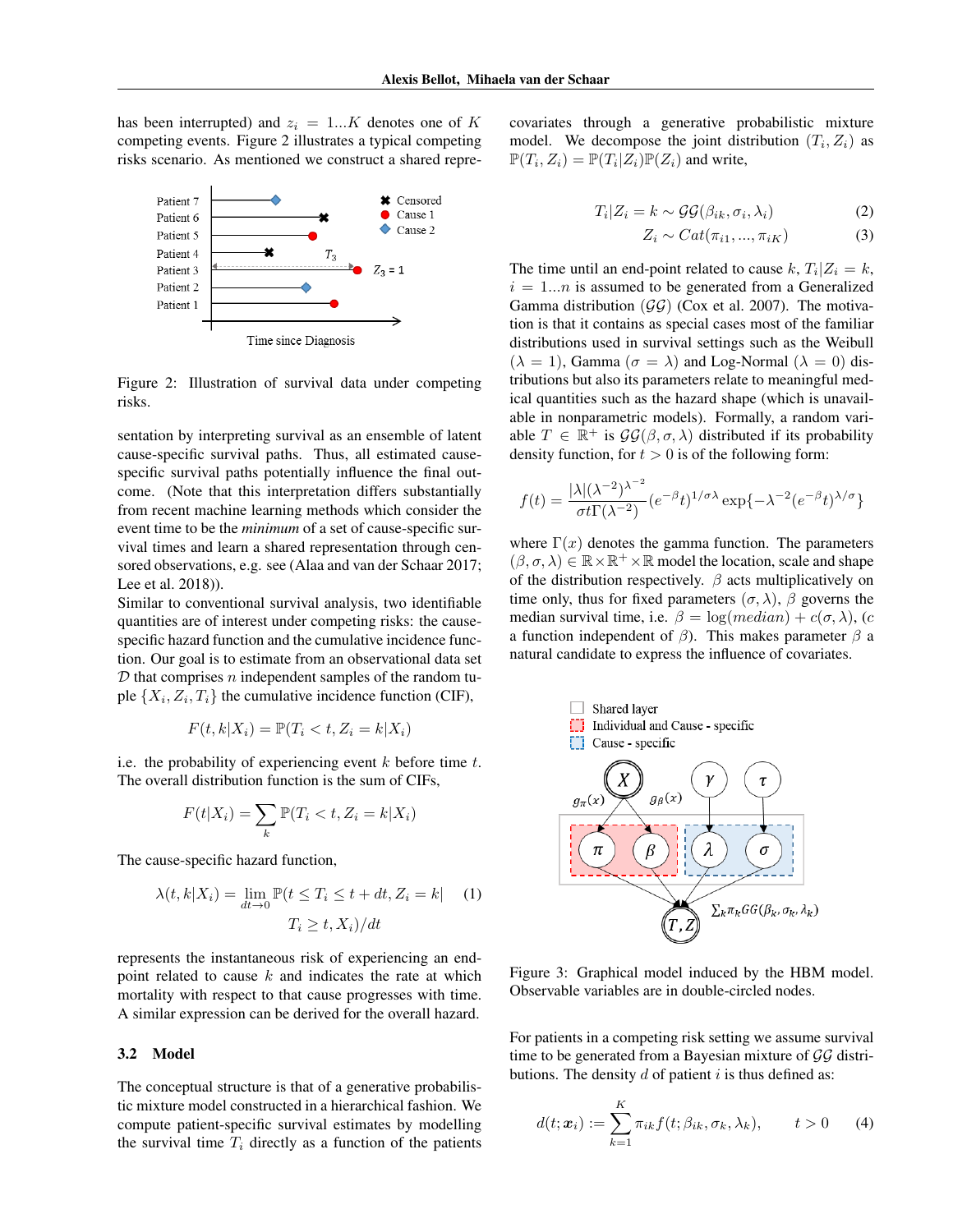has been interrupted) and $z_i = 1...K$ denotes one of $K$ competing events. Figure 2 illustrates a typical competing risks scenario. As mentioned we construct a shared representation by interpreting survival as an ensemble of latent cause-specific survival paths. Thus, all estimated cause-specific survival paths potentially influence the final outcome. (Note that this interpretation differs substantially from recent machine learning methods which consider the event time to be the *minimum* of a set of cause-specific survival times and learn a shared representation through censored observations, e.g. see (Alaa and van der Schaar 2017; Lee et al. 2018)).

Figure 2: Illustration of survival data under competing risks.

Similar to conventional survival analysis, two identifiable quantities are of interest under competing risks: the cause-specific hazard function and the cumulative incidence function. Our goal is to estimate from an observational data set $\mathcal{D}$ that comprises $n$ independent samples of the random tuple $\{X_i, Z_i, T_i\}$ the cumulative incidence function (CIF),

$$F(t, k|X_i) = \mathbb{P}(T_i < t, Z_i = k|X_i)$$

i.e. the probability of experiencing event $k$ before time $t$. The overall distribution function is the sum of CIFs,

$$F(t|X_i) = \sum_k \mathbb{P}(T_i < t, Z_i = k|X_i)$$

The cause-specific hazard function,

$$\lambda(t, k|X_i) = \lim_{dt \to 0} \mathbb{P}(t \leq T_i \leq t + dt, Z_i = k| \quad (1)$$
$$T_i \geq t, X_i)/dt$$

represents the instantaneous risk of experiencing an end-point related to cause $k$ and indicates the rate at which mortality with respect to that cause progresses with time. A similar expression can be derived for the overall hazard.

### 3.2 Model

The conceptual structure is that of a generative probabilistic mixture model constructed in a hierarchical fashion. We compute patient-specific survival estimates by modelling the survival time $T_i$ directly as a function of the patients covariates through a generative probabilistic mixture model. We decompose the joint distribution $(T_i, Z_i)$ as $\mathbb{P}(T_i, Z_i) = \mathbb{P}(T_i|Z_i)\mathbb{P}(Z_i)$ and write,

$$T_i|Z_i = k \sim \mathcal{GG}(\beta_{ik}, \sigma_i, \lambda_i) \quad (2)$$

$$Z_i \sim Cat(\pi_{i1}, ..., \pi_{iK}) \quad (3)$$

The time until an end-point related to cause $k$, $T_i|Z_i = k$, $i = 1...n$ is assumed to be generated from a Generalized Gamma distribution ($\mathcal{GG}$) (Cox et al. 2007). The motivation is that it contains as special cases most of the familiar distributions used in survival settings such as the Weibull ($\lambda = 1$), Gamma ($\sigma = \lambda$) and Log-Normal ($\lambda = 0$) distributions but also its parameters relate to meaningful medical quantities such as the hazard shape (which is unavailable in nonparametric models). Formally, a random variable $T \in \mathbb{R}^+$ is $\mathcal{GG}(\beta, \sigma, \lambda)$ distributed if its probability density function, for $t > 0$ is of the following form:

$$f(t) = \frac{|\lambda|(\lambda^{-2})^{\lambda^{-2}}}{\sigma t \Gamma(\lambda^{-2})}(e^{-\beta}t)^{1/\sigma\lambda} \exp\{-\lambda^{-2}(e^{-\beta}t)^{\lambda/\sigma}\}$$

where $\Gamma(x)$ denotes the gamma function. The parameters $(\beta, \sigma, \lambda) \in \mathbb{R} \times \mathbb{R}^+ \times \mathbb{R}$ model the location, scale and shape of the distribution respectively. $\beta$ acts multiplicatively on time only, thus for fixed parameters $(\sigma, \lambda)$, $\beta$ governs the median survival time, i.e. $\beta = \log(median) + c(\sigma, \lambda)$, ($c$ a function independent of $\beta$). This makes parameter $\beta$ a natural candidate to express the influence of covariates.

Figure 3: Graphical model induced by the HBM model. Observable variables are in double-circled nodes.

For patients in a competing risk setting we assume survival time to be generated from a Bayesian mixture of $\mathcal{GG}$ distributions. The density $d$ of patient $i$ is thus defined as:

$$d(t; \boldsymbol{x}_i) := \sum_{k=1}^{K} \pi_{ik} f(t; \beta_{ik}, \sigma_k, \lambda_k), \qquad t > 0 \quad (4)$$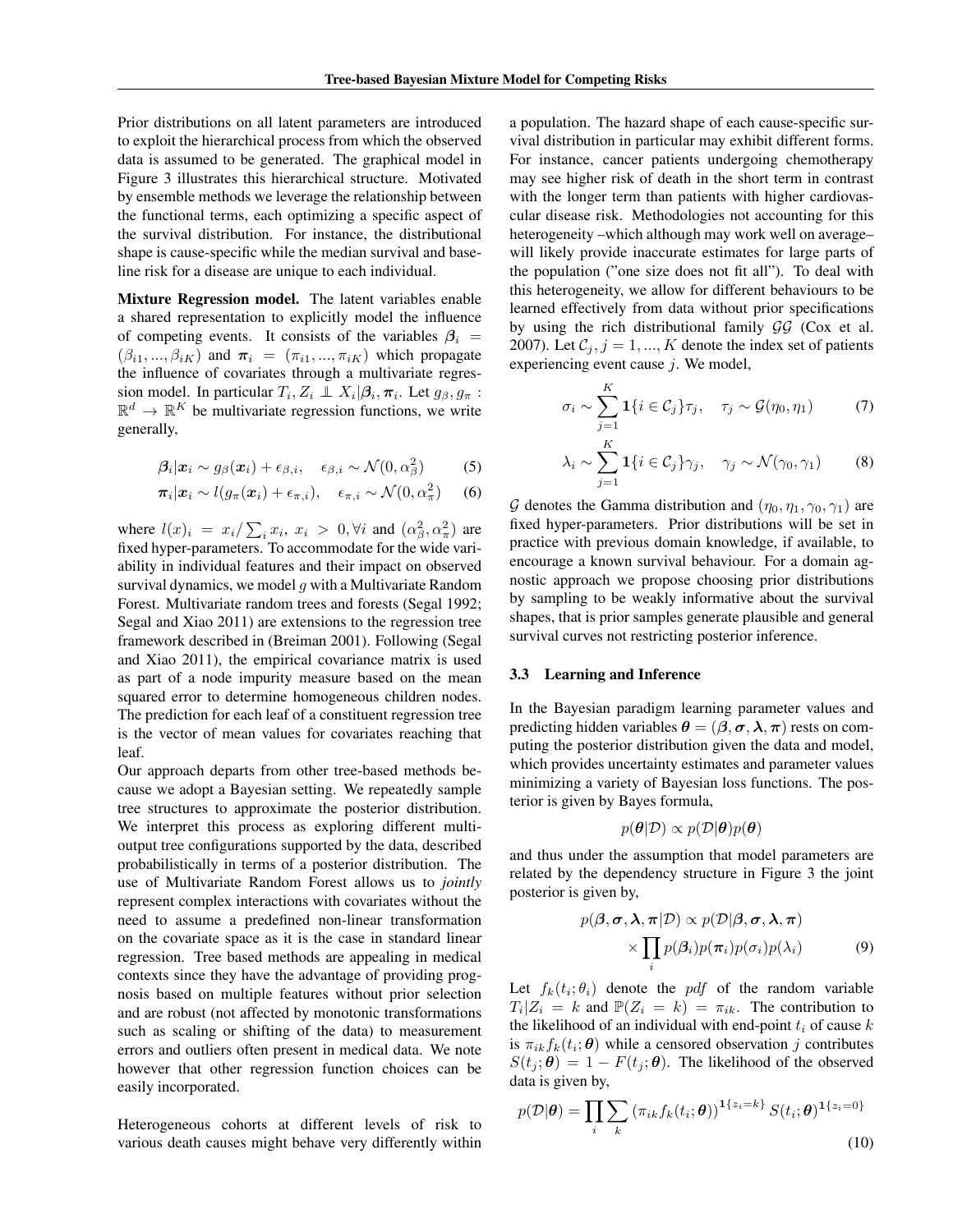Prior distributions on all latent parameters are introduced to exploit the hierarchical process from which the observed data is assumed to be generated. The graphical model in Figure 3 illustrates this hierarchical structure. Motivated by ensemble methods we leverage the relationship between the functional terms, each optimizing a specific aspect of the survival distribution. For instance, the distributional shape is cause-specific while the median survival and baseline risk for a disease are unique to each individual.

**Mixture Regression model.** The latent variables enable a shared representation to explicitly model the influence of competing events. It consists of the variables $\boldsymbol{\beta}_i = (\beta_{i1}, ..., \beta_{iK})$ and $\boldsymbol{\pi}_i = (\pi_{i1}, ..., \pi_{iK})$ which propagate the influence of covariates through a multivariate regression model. In particular $T_i, Z_i \perp\!\!\!\perp X_i | \boldsymbol{\beta}_i, \boldsymbol{\pi}_i$. Let $g_\beta, g_\pi : \mathbb{R}^d \rightarrow \mathbb{R}^K$ be multivariate regression functions, we write generally,

$$\boldsymbol{\beta}_i | \boldsymbol{x}_i \sim g_\beta(\boldsymbol{x}_i) + \epsilon_{\beta,i}, \quad \epsilon_{\beta,i} \sim \mathcal{N}(0, \alpha_\beta^2) \tag{5}$$

$$\boldsymbol{\pi}_i | \boldsymbol{x}_i \sim l(g_\pi(\boldsymbol{x}_i) + \epsilon_{\pi,i}), \quad \epsilon_{\pi,i} \sim \mathcal{N}(0, \alpha_\pi^2) \tag{6}$$

where $l(x)_i = x_i / \sum_i x_i, \ x_i > 0, \forall i$ and $(\alpha_\beta^2, \alpha_\pi^2)$ are fixed hyper-parameters. To accommodate for the wide variability in individual features and their impact on observed survival dynamics, we model $g$ with a Multivariate Random Forest. Multivariate random trees and forests (Segal 1992; Segal and Xiao 2011) are extensions to the regression tree framework described in (Breiman 2001). Following (Segal and Xiao 2011), the empirical covariance matrix is used as part of a node impurity measure based on the mean squared error to determine homogeneous children nodes. The prediction for each leaf of a constituent regression tree is the vector of mean values for covariates reaching that leaf.

Our approach departs from other tree-based methods because we adopt a Bayesian setting. We repeatedly sample tree structures to approximate the posterior distribution. We interpret this process as exploring different multi-output tree configurations supported by the data, described probabilistically in terms of a posterior distribution. The use of Multivariate Random Forest allows us to *jointly* represent complex interactions with covariates without the need to assume a predefined non-linear transformation on the covariate space as it is the case in standard linear regression. Tree based methods are appealing in medical contexts since they have the advantage of providing prognosis based on multiple features without prior selection and are robust (not affected by monotonic transformations such as scaling or shifting of the data) to measurement errors and outliers often present in medical data. We note however that other regression function choices can be easily incorporated.

Heterogeneous cohorts at different levels of risk to various death causes might behave very differently within a population. The hazard shape of each cause-specific survival distribution in particular may exhibit different forms. For instance, cancer patients undergoing chemotherapy may see higher risk of death in the short term in contrast with the longer term than patients with higher cardiovascular disease risk. Methodologies not accounting for this heterogeneity –which although may work well on average– will likely provide inaccurate estimates for large parts of the population ("one size does not fit all"). To deal with this heterogeneity, we allow for different behaviours to be learned effectively from data without prior specifications by using the rich distributional family $\mathcal{GG}$ (Cox et al. 2007). Let $\mathcal{C}_j, j = 1, ..., K$ denote the index set of patients experiencing event cause $j$. We model,

$$\sigma_i \sim \sum_{j=1}^{K} \mathbf{1}\{i \in \mathcal{C}_j\} \tau_j, \quad \tau_j \sim \mathcal{G}(\eta_0, \eta_1) \tag{7}$$

$$\lambda_i \sim \sum_{j=1}^{K} \mathbf{1}\{i \in \mathcal{C}_j\} \gamma_j, \quad \gamma_j \sim \mathcal{N}(\gamma_0, \gamma_1) \tag{8}$$

$\mathcal{G}$ denotes the Gamma distribution and $(\eta_0, \eta_1, \gamma_0, \gamma_1)$ are fixed hyper-parameters. Prior distributions will be set in practice with previous domain knowledge, if available, to encourage a known survival behaviour. For a domain agnostic approach we propose choosing prior distributions by sampling to be weakly informative about the survival shapes, that is prior samples generate plausible and general survival curves not restricting posterior inference.

### 3.3 Learning and Inference

In the Bayesian paradigm learning parameter values and predicting hidden variables $\boldsymbol{\theta} = (\boldsymbol{\beta}, \boldsymbol{\sigma}, \boldsymbol{\lambda}, \boldsymbol{\pi})$ rests on computing the posterior distribution given the data and model, which provides uncertainty estimates and parameter values minimizing a variety of Bayesian loss functions. The posterior is given by Bayes formula,

$$p(\boldsymbol{\theta}|\mathcal{D}) \propto p(\mathcal{D}|\boldsymbol{\theta}) p(\boldsymbol{\theta})$$

and thus under the assumption that model parameters are related by the dependency structure in Figure 3 the joint posterior is given by,

$$p(\boldsymbol{\beta}, \boldsymbol{\sigma}, \boldsymbol{\lambda}, \boldsymbol{\pi}|\mathcal{D}) \propto p(\mathcal{D}|\boldsymbol{\beta}, \boldsymbol{\sigma}, \boldsymbol{\lambda}, \boldsymbol{\pi}) \times \prod_i p(\boldsymbol{\beta}_i) p(\boldsymbol{\pi}_i) p(\sigma_i) p(\lambda_i) \tag{9}$$

Let $f_k(t_i; \theta_i)$ denote the $pdf$ of the random variable $T_i | Z_i = k$ and $\mathbb{P}(Z_i = k) = \pi_{ik}$. The contribution to the likelihood of an individual with end-point $t_i$ of cause $k$ is $\pi_{ik} f_k(t_i; \boldsymbol{\theta})$ while a censored observation $j$ contributes $S(t_j; \boldsymbol{\theta}) = 1 - F(t_j; \boldsymbol{\theta})$. The likelihood of the observed data is given by,

$$p(\mathcal{D}|\boldsymbol{\theta}) = \prod_i \sum_k \left(\pi_{ik} f_k(t_i; \boldsymbol{\theta})\right)^{\mathbf{1}\{z_i = k\}} S(t_i; \boldsymbol{\theta})^{\mathbf{1}\{z_i = 0\}} \tag{10}$$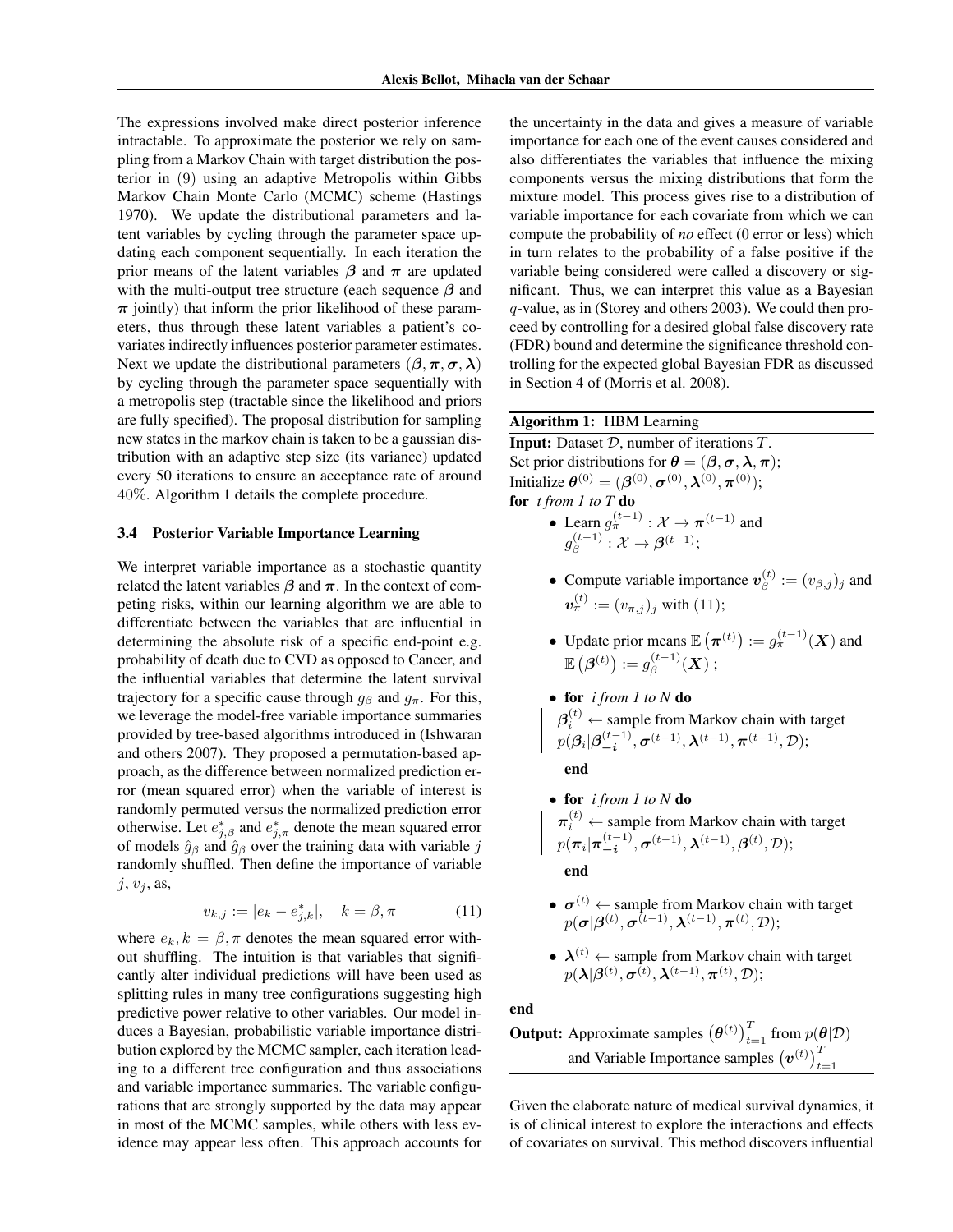The expressions involved make direct posterior inference intractable. To approximate the posterior we rely on sampling from a Markov Chain with target distribution the posterior in (9) using an adaptive Metropolis within Gibbs Markov Chain Monte Carlo (MCMC) scheme (Hastings 1970). We update the distributional parameters and latent variables by cycling through the parameter space updating each component sequentially. In each iteration the prior means of the latent variables $\boldsymbol{\beta}$ and $\boldsymbol{\pi}$ are updated with the multi-output tree structure (each sequence $\boldsymbol{\beta}$ and $\boldsymbol{\pi}$ jointly) that inform the prior likelihood of these parameters, thus through these latent variables a patient's covariates indirectly influences posterior parameter estimates. Next we update the distributional parameters $(\boldsymbol{\beta}, \boldsymbol{\pi}, \boldsymbol{\sigma}, \boldsymbol{\lambda})$ by cycling through the parameter space sequentially with a metropolis step (tractable since the likelihood and priors are fully specified). The proposal distribution for sampling new states in the markov chain is taken to be a gaussian distribution with an adaptive step size (its variance) updated every 50 iterations to ensure an acceptance rate of around 40%. Algorithm 1 details the complete procedure.

### 3.4 Posterior Variable Importance Learning

We interpret variable importance as a stochastic quantity related the latent variables $\boldsymbol{\beta}$ and $\boldsymbol{\pi}$. In the context of competing risks, within our learning algorithm we are able to differentiate between the variables that are influential in determining the absolute risk of a specific end-point e.g. probability of death due to CVD as opposed to Cancer, and the influential variables that determine the latent survival trajectory for a specific cause through $g_\beta$ and $g_\pi$. For this, we leverage the model-free variable importance summaries provided by tree-based algorithms introduced in (Ishwaran and others 2007). They proposed a permutation-based approach, as the difference between normalized prediction error (mean squared error) when the variable of interest is randomly permuted versus the normalized prediction error otherwise. Let $e^*_{j,\beta}$ and $e^*_{j,\pi}$ denote the mean squared error of models $\hat{g}_\beta$ and $\hat{g}_\beta$ over the training data with variable $j$ randomly shuffled. Then define the importance of variable $j$, $v_j$, as,

$$v_{k,j} := |e_k - e^*_{j,k}|, \quad k = \beta, \pi \tag{11}$$

where $e_k, k = \beta, \pi$ denotes the mean squared error without shuffling. The intuition is that variables that significantly alter individual predictions will have been used as splitting rules in many tree configurations suggesting high predictive power relative to other variables. Our model induces a Bayesian, probabilistic variable importance distribution explored by the MCMC sampler, each iteration leading to a different tree configuration and thus associations and variable importance summaries. The variable configurations that are strongly supported by the data may appear in most of the MCMC samples, while others with less evidence may appear less often. This approach accounts for the uncertainty in the data and gives a measure of variable importance for each one of the event causes considered and also differentiates the variables that influence the mixing components versus the mixing distributions that form the mixture model. This process gives rise to a distribution of variable importance for each covariate from which we can compute the probability of *no* effect (0 error or less) which in turn relates to the probability of a false positive if the variable being considered were called a discovery or significant. Thus, we can interpret this value as a Bayesian $q$-value, as in (Storey and others 2003). We could then proceed by controlling for a desired global false discovery rate (FDR) bound and determine the significance threshold controlling for the expected global Bayesian FDR as discussed in Section 4 of (Morris et al. 2008).

---

**Algorithm 1:** HBM Learning

**Input:** Dataset $\mathcal{D}$, number of iterations $T$.
Set prior distributions for $\boldsymbol{\theta} = (\boldsymbol{\beta}, \boldsymbol{\sigma}, \boldsymbol{\lambda}, \boldsymbol{\pi})$;
Initialize $\boldsymbol{\theta}^{(0)} = (\boldsymbol{\beta}^{(0)}, \boldsymbol{\sigma}^{(0)}, \boldsymbol{\lambda}^{(0)}, \boldsymbol{\pi}^{(0)})$;
**for** *t from 1 to T* **do**

- Learn $g_\pi^{(t-1)} : \mathcal{X} \rightarrow \boldsymbol{\pi}^{(t-1)}$ and $g_\beta^{(t-1)} : \mathcal{X} \rightarrow \boldsymbol{\beta}^{(t-1)}$;
- Compute variable importance $\boldsymbol{v}_\beta^{(t)} := (v_{\beta,j})_j$ and $\boldsymbol{v}_\pi^{(t)} := (v_{\pi,j})_j$ with (11);
- Update prior means $\mathbb{E}\left(\boldsymbol{\pi}^{(t)}\right) := g_\pi^{(t-1)}(\boldsymbol{X})$ and $\mathbb{E}\left(\boldsymbol{\beta}^{(t)}\right) := g_\beta^{(t-1)}(\boldsymbol{X})$ ;
- **for** *i from 1 to N* **do**
  $\boldsymbol{\beta}_i^{(t)} \leftarrow$ sample from Markov chain with target $p(\boldsymbol{\beta}_i | \boldsymbol{\beta}_{-\boldsymbol{i}}^{(t-1)}, \boldsymbol{\sigma}^{(t-1)}, \boldsymbol{\lambda}^{(t-1)}, \boldsymbol{\pi}^{(t-1)}, \mathcal{D})$;
  **end**
- **for** *i from 1 to N* **do**
  $\boldsymbol{\pi}_i^{(t)} \leftarrow$ sample from Markov chain with target $p(\boldsymbol{\pi}_i | \boldsymbol{\pi}_{-\boldsymbol{i}}^{(t-1)}, \boldsymbol{\sigma}^{(t-1)}, \boldsymbol{\lambda}^{(t-1)}, \boldsymbol{\beta}^{(t)}, \mathcal{D})$;
  **end**
- $\boldsymbol{\sigma}^{(t)} \leftarrow$ sample from Markov chain with target $p(\boldsymbol{\sigma} | \boldsymbol{\beta}^{(t)}, \boldsymbol{\sigma}^{(t-1)}, \boldsymbol{\lambda}^{(t-1)}, \boldsymbol{\pi}^{(t)}, \mathcal{D})$;
- $\boldsymbol{\lambda}^{(t)} \leftarrow$ sample from Markov chain with target $p(\boldsymbol{\lambda} | \boldsymbol{\beta}^{(t)}, \boldsymbol{\sigma}^{(t)}, \boldsymbol{\lambda}^{(t-1)}, \boldsymbol{\pi}^{(t)}, \mathcal{D})$;

**end**

**Output:** Approximate samples $\left(\boldsymbol{\theta}^{(t)}\right)_{t=1}^T$ from $p(\boldsymbol{\theta}|\mathcal{D})$ and Variable Importance samples $\left(\boldsymbol{v}^{(t)}\right)_{t=1}^T$

---

Given the elaborate nature of medical survival dynamics, it is of clinical interest to explore the interactions and effects of covariates on survival. This method discovers influential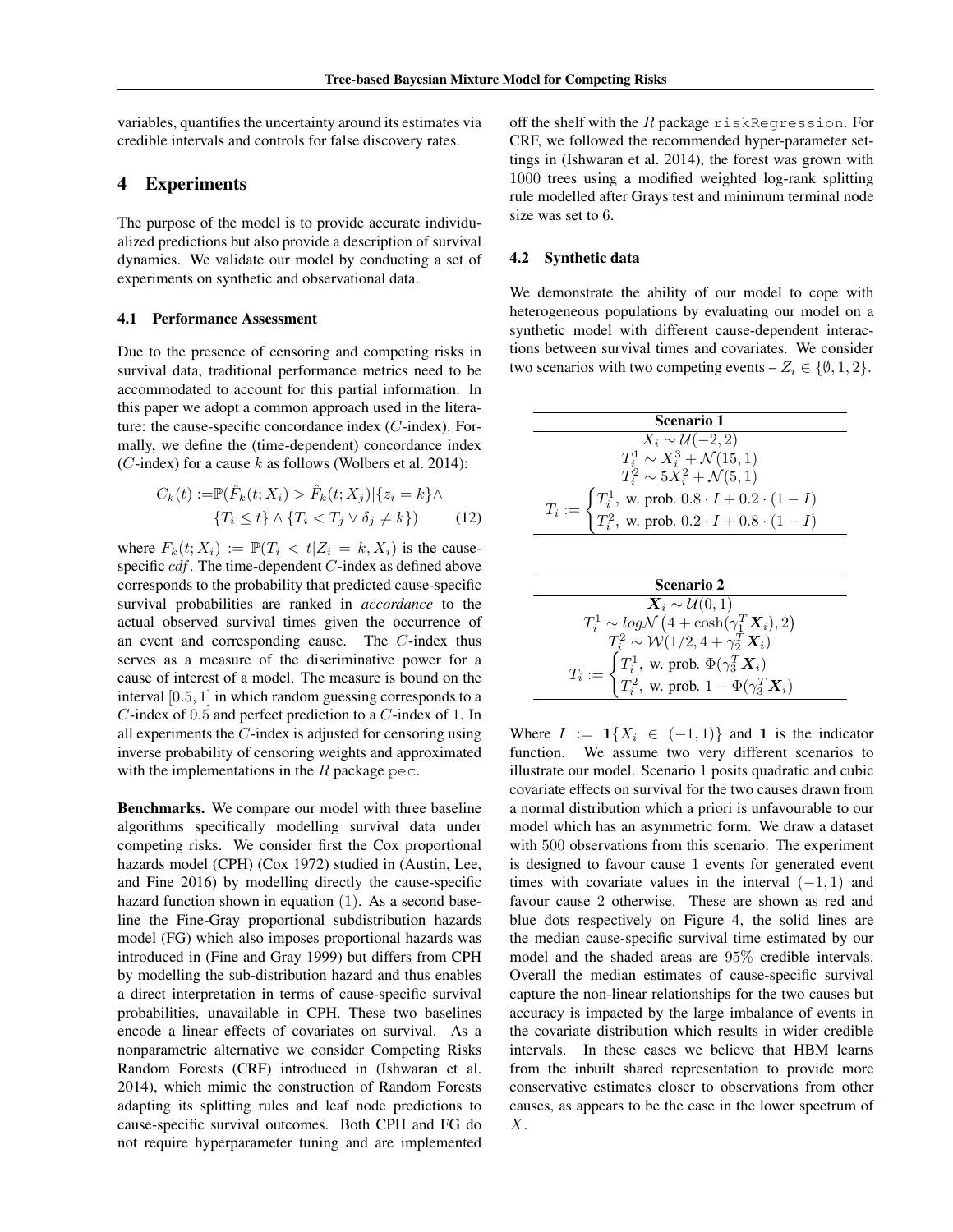variables, quantifies the uncertainty around its estimates via credible intervals and controls for false discovery rates.

## 4 Experiments

The purpose of the model is to provide accurate individualized predictions but also provide a description of survival dynamics. We validate our model by conducting a set of experiments on synthetic and observational data.

### 4.1 Performance Assessment

Due to the presence of censoring and competing risks in survival data, traditional performance metrics need to be accommodated to account for this partial information. In this paper we adopt a common approach used in the literature: the cause-specific concordance index ($C$-index). Formally, we define the (time-dependent) concordance index ($C$-index) for a cause $k$ as follows (Wolbers et al. 2014):

$$C_k(t) := \mathbb{P}(\hat{F}_k(t; X_i) > \hat{F}_k(t; X_j) | \{z_i = k\} \wedge \{T_i \leq t\} \wedge \{T_i < T_j \vee \delta_j \neq k\}) \quad (12)$$

where $F_k(t; X_i) := \mathbb{P}(T_i < t | Z_i = k, X_i)$ is the cause-specific $cdf$. The time-dependent $C$-index as defined above corresponds to the probability that predicted cause-specific survival probabilities are ranked in *accordance* to the actual observed survival times given the occurrence of an event and corresponding cause. The $C$-index thus serves as a measure of the discriminative power for a cause of interest of a model. The measure is bound on the interval $[0.5, 1]$ in which random guessing corresponds to a $C$-index of $0.5$ and perfect prediction to a $C$-index of $1$. In all experiments the $C$-index is adjusted for censoring using inverse probability of censoring weights and approximated with the implementations in the $R$ package `pec`.

**Benchmarks.** We compare our model with three baseline algorithms specifically modelling survival data under competing risks. We consider first the Cox proportional hazards model (CPH) (Cox 1972) studied in (Austin, Lee, and Fine 2016) by modelling directly the cause-specific hazard function shown in equation (1). As a second baseline the Fine-Gray proportional subdistribution hazards model (FG) which also imposes proportional hazards was introduced in (Fine and Gray 1999) but differs from CPH by modelling the sub-distribution hazard and thus enables a direct interpretation in terms of cause-specific survival probabilities, unavailable in CPH. These two baselines encode a linear effects of covariates on survival. As a nonparametric alternative we consider Competing Risks Random Forests (CRF) introduced in (Ishwaran et al. 2014), which mimic the construction of Random Forests adapting its splitting rules and leaf node predictions to cause-specific survival outcomes. Both CPH and FG do not require hyperparameter tuning and are implemented off the shelf with the $R$ package `riskRegression`. For CRF, we followed the recommended hyper-parameter settings in (Ishwaran et al. 2014), the forest was grown with $1000$ trees using a modified weighted log-rank splitting rule modelled after Grays test and minimum terminal node size was set to $6$.

### 4.2 Synthetic data

We demonstrate the ability of our model to cope with heterogeneous populations by evaluating our model on a synthetic model with different cause-dependent interactions between survival times and covariates. We consider two scenarios with two competing events – $Z_i \in \{\emptyset, 1, 2\}$.

| **Scenario 1** |
|---|
| $X_i \sim \mathcal{U}(-2, 2)$ |
| $T_i^1 \sim X_i^3 + \mathcal{N}(15, 1)$ |
| $T_i^2 \sim 5X_i^2 + \mathcal{N}(5, 1)$ |
| $T_i := \begin{cases} T_i^1, \text{ w. prob. } 0.8 \cdot I + 0.2 \cdot (1 - I) \\ T_i^2, \text{ w. prob. } 0.2 \cdot I + 0.8 \cdot (1 - I) \end{cases}$ |

| **Scenario 2** |
|---|
| $\boldsymbol{X}_i \sim \mathcal{U}(0, 1)$ |
| $T_i^1 \sim log\mathcal{N}\left(4 + \cosh(\gamma_1^T \boldsymbol{X}_i), 2\right)$ |
| $T_i^2 \sim \mathcal{W}(1/2, 4 + \gamma_2^T \boldsymbol{X}_i)$ |
| $T_i := \begin{cases} T_i^1, \text{ w. prob. } \Phi(\gamma_3^T \boldsymbol{X}_i) \\ T_i^2, \text{ w. prob. } 1 - \Phi(\gamma_3^T \boldsymbol{X}_i) \end{cases}$ |

Where $I := \mathbf{1}\{X_i \in (-1, 1)\}$ and $\mathbf{1}$ is the indicator function. We assume two very different scenarios to illustrate our model. Scenario $1$ posits quadratic and cubic covariate effects on survival for the two causes drawn from a normal distribution which a priori is unfavourable to our model which has an asymmetric form. We draw a dataset with $500$ observations from this scenario. The experiment is designed to favour cause $1$ events for generated event times with covariate values in the interval $(-1, 1)$ and favour cause $2$ otherwise. These are shown as red and blue dots respectively on Figure 4, the solid lines are the median cause-specific survival time estimated by our model and the shaded areas are $95\%$ credible intervals. Overall the median estimates of cause-specific survival capture the non-linear relationships for the two causes but accuracy is impacted by the large imbalance of events in the covariate distribution which results in wider credible intervals. In these cases we believe that HBM learns from the inbuilt shared representation to provide more conservative estimates closer to observations from other causes, as appears to be the case in the lower spectrum of $X$.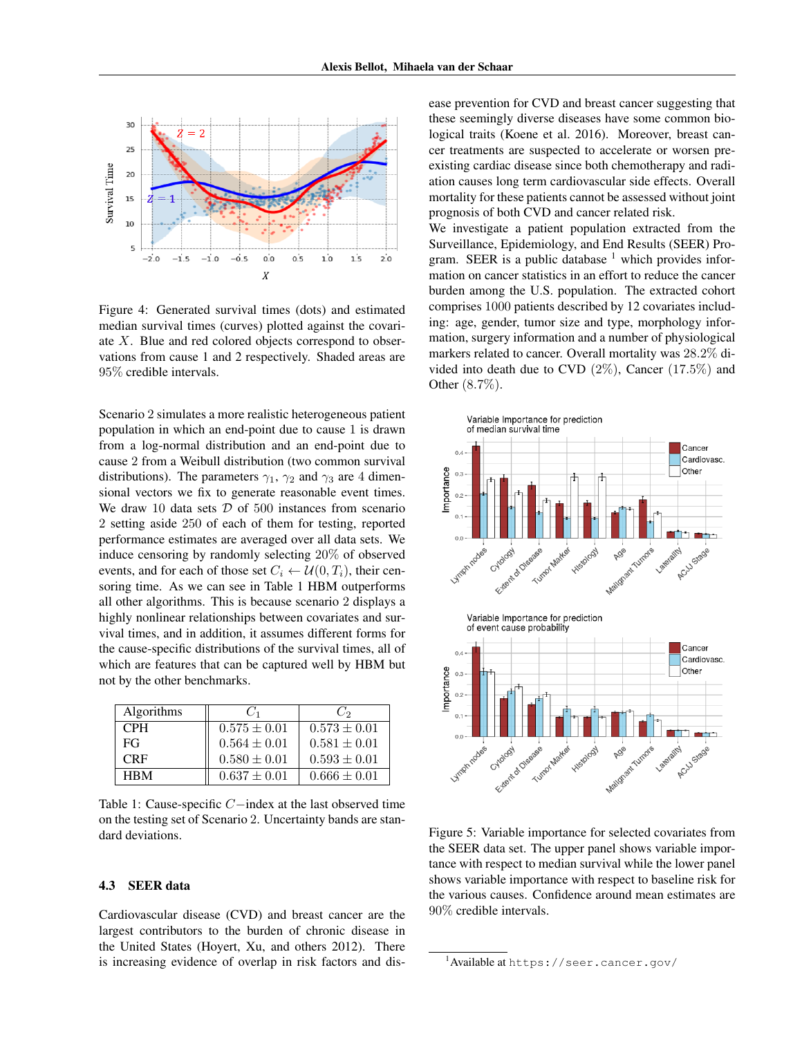Figure 4: Generated survival times (dots) and estimated median survival times (curves) plotted against the covariate $X$. Blue and red colored objects correspond to observations from cause 1 and 2 respectively. Shaded areas are 95% credible intervals.

Scenario 2 simulates a more realistic heterogeneous patient population in which an end-point due to cause 1 is drawn from a log-normal distribution and an end-point due to cause 2 from a Weibull distribution (two common survival distributions). The parameters $\gamma_1$, $\gamma_2$ and $\gamma_3$ are 4 dimensional vectors we fix to generate reasonable event times. We draw 10 data sets $\mathcal{D}$ of 500 instances from scenario 2 setting aside 250 of each of them for testing, reported performance estimates are averaged over all data sets. We induce censoring by randomly selecting 20% of observed events, and for each of those set $C_i \leftarrow \mathcal{U}(0, T_i)$, their censoring time. As we can see in Table 1 HBM outperforms all other algorithms. This is because scenario 2 displays a highly nonlinear relationships between covariates and survival times, and in addition, it assumes different forms for the cause-specific distributions of the survival times, all of which are features that can be captured well by HBM but not by the other benchmarks.

| Algorithms | $C_1$ | $C_2$ |
|---|---|---|
| CPH | $0.575 \pm 0.01$ | $0.573 \pm 0.01$ |
| FG | $0.564 \pm 0.01$ | $0.581 \pm 0.01$ |
| CRF | $0.580 \pm 0.01$ | $0.593 \pm 0.01$ |
| HBM | $0.637 \pm 0.01$ | $0.666 \pm 0.01$ |

Table 1: Cause-specific $C-$index at the last observed time on the testing set of Scenario 2. Uncertainty bands are standard deviations.

### 4.3 SEER data

Cardiovascular disease (CVD) and breast cancer are the largest contributors to the burden of chronic disease in the United States (Hoyert, Xu, and others 2012). There is increasing evidence of overlap in risk factors and disease prevention for CVD and breast cancer suggesting that these seemingly diverse diseases have some common biological traits (Koene et al. 2016). Moreover, breast cancer treatments are suspected to accelerate or worsen pre-existing cardiac disease since both chemotherapy and radiation causes long term cardiovascular side effects. Overall mortality for these patients cannot be assessed without joint prognosis of both CVD and cancer related risk.

We investigate a patient population extracted from the Surveillance, Epidemiology, and End Results (SEER) Program. SEER is a public database [1] which provides information on cancer statistics in an effort to reduce the cancer burden among the U.S. population. The extracted cohort comprises 1000 patients described by 12 covariates including: age, gender, tumor size and type, morphology information, surgery information and a number of physiological markers related to cancer. Overall mortality was 28.2% divided into death due to CVD (2%), Cancer (17.5%) and Other (8.7%).

Figure 5: Variable importance for selected covariates from the SEER data set. The upper panel shows variable importance with respect to median survival while the lower panel shows variable importance with respect to baseline risk for the various causes. Confidence around mean estimates are 90% credible intervals.

[1] Available at https://seer.cancer.gov/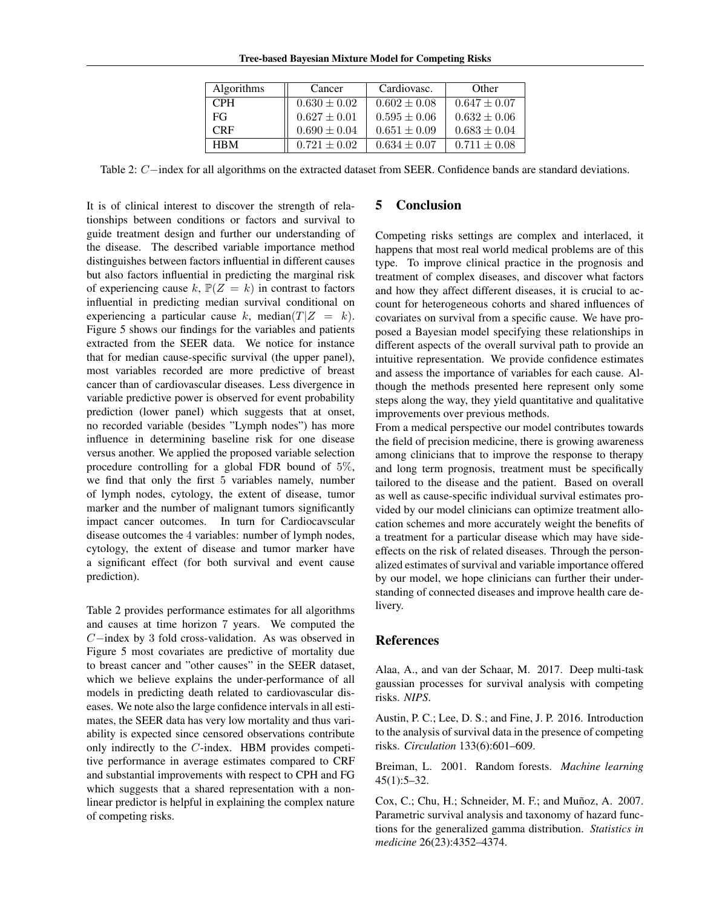| Algorithms | Cancer | Cardiovasc. | Other |
| --- | --- | --- | --- |
| CPH | $0.630 \pm 0.02$ | $0.602 \pm 0.08$ | $0.647 \pm 0.07$ |
| FG | $0.627 \pm 0.01$ | $0.595 \pm 0.06$ | $0.632 \pm 0.06$ |
| CRF | $0.690 \pm 0.04$ | $0.651 \pm 0.09$ | $0.683 \pm 0.04$ |
| HBM | $0.721 \pm 0.02$ | $0.634 \pm 0.07$ | $0.711 \pm 0.08$ |

Table 2: $C-$index for all algorithms on the extracted dataset from SEER. Confidence bands are standard deviations.

It is of clinical interest to discover the strength of relationships between conditions or factors and survival to guide treatment design and further our understanding of the disease. The described variable importance method distinguishes between factors influential in different causes but also factors influential in predicting the marginal risk of experiencing cause $k$, $\mathbb{P}(Z = k)$ in contrast to factors influential in predicting median survival conditional on experiencing a particular cause $k$, $\text{median}(T|Z = k)$. Figure 5 shows our findings for the variables and patients extracted from the SEER data. We notice for instance that for median cause-specific survival (the upper panel), most variables recorded are more predictive of breast cancer than of cardiovascular diseases. Less divergence in variable predictive power is observed for event probability prediction (lower panel) which suggests that at onset, no recorded variable (besides "Lymph nodes") has more influence in determining baseline risk for one disease versus another. We applied the proposed variable selection procedure controlling for a global FDR bound of $5\%$, we find that only the first $5$ variables namely, number of lymph nodes, cytology, the extent of disease, tumor marker and the number of malignant tumors significantly impact cancer outcomes. In turn for Cardiocavscular disease outcomes the $4$ variables: number of lymph nodes, cytology, the extent of disease and tumor marker have a significant effect (for both survival and event cause prediction).

Table 2 provides performance estimates for all algorithms and causes at time horizon 7 years. We computed the $C-$index by 3 fold cross-validation. As was observed in Figure 5 most covariates are predictive of mortality due to breast cancer and "other causes" in the SEER dataset, which we believe explains the under-performance of all models in predicting death related to cardiovascular diseases. We note also the large confidence intervals in all estimates, the SEER data has very low mortality and thus variability is expected since censored observations contribute only indirectly to the $C$-index. HBM provides competitive performance in average estimates compared to CRF and substantial improvements with respect to CPH and FG which suggests that a shared representation with a nonlinear predictor is helpful in explaining the complex nature of competing risks.

## 5 Conclusion

Competing risks settings are complex and interlaced, it happens that most real world medical problems are of this type. To improve clinical practice in the prognosis and treatment of complex diseases, and discover what factors and how they affect different diseases, it is crucial to account for heterogeneous cohorts and shared influences of covariates on survival from a specific cause. We have proposed a Bayesian model specifying these relationships in different aspects of the overall survival path to provide an intuitive representation. We provide confidence estimates and assess the importance of variables for each cause. Although the methods presented here represent only some steps along the way, they yield quantitative and qualitative improvements over previous methods.

From a medical perspective our model contributes towards the field of precision medicine, there is growing awareness among clinicians that to improve the response to therapy and long term prognosis, treatment must be specifically tailored to the disease and the patient. Based on overall as well as cause-specific individual survival estimates provided by our model clinicians can optimize treatment allocation schemes and more accurately weight the benefits of a treatment for a particular disease which may have side-effects on the risk of related diseases. Through the personalized estimates of survival and variable importance offered by our model, we hope clinicians can further their understanding of connected diseases and improve health care delivery.

## References

Alaa, A., and van der Schaar, M. 2017. Deep multi-task gaussian processes for survival analysis with competing risks. *NIPS*.

Austin, P. C.; Lee, D. S.; and Fine, J. P. 2016. Introduction to the analysis of survival data in the presence of competing risks. *Circulation* 133(6):601–609.

Breiman, L. 2001. Random forests. *Machine learning* 45(1):5–32.

Cox, C.; Chu, H.; Schneider, M. F.; and Muñoz, A. 2007. Parametric survival analysis and taxonomy of hazard functions for the generalized gamma distribution. *Statistics in medicine* 26(23):4352–4374.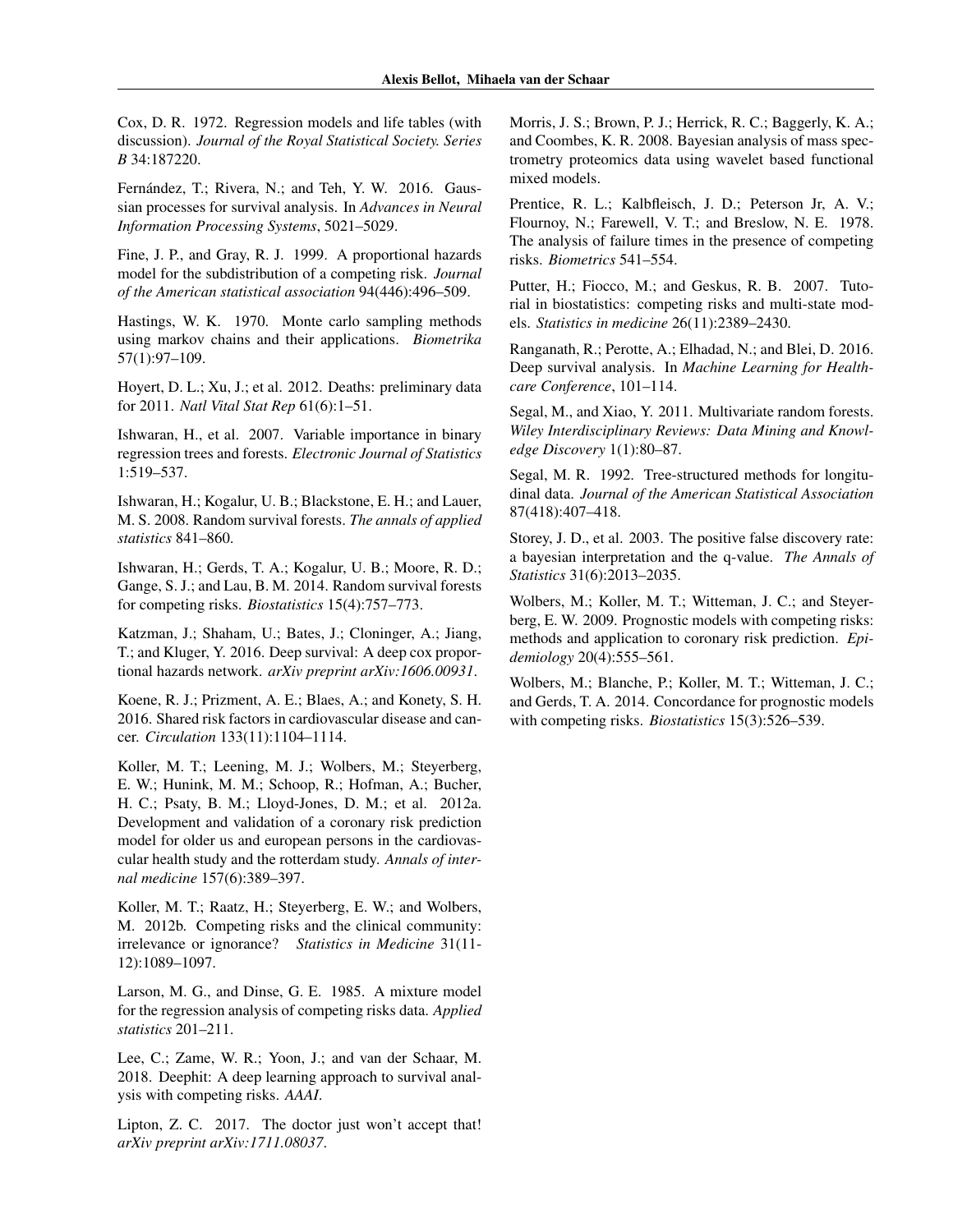Cox, D. R. 1972. Regression models and life tables (with discussion). *Journal of the Royal Statistical Society. Series B* 34:187220.

Fernández, T.; Rivera, N.; and Teh, Y. W. 2016. Gaussian processes for survival analysis. In *Advances in Neural Information Processing Systems*, 5021–5029.

Fine, J. P., and Gray, R. J. 1999. A proportional hazards model for the subdistribution of a competing risk. *Journal of the American statistical association* 94(446):496–509.

Hastings, W. K. 1970. Monte carlo sampling methods using markov chains and their applications. *Biometrika* 57(1):97–109.

Hoyert, D. L.; Xu, J.; et al. 2012. Deaths: preliminary data for 2011. *Natl Vital Stat Rep* 61(6):1–51.

Ishwaran, H., et al. 2007. Variable importance in binary regression trees and forests. *Electronic Journal of Statistics* 1:519–537.

Ishwaran, H.; Kogalur, U. B.; Blackstone, E. H.; and Lauer, M. S. 2008. Random survival forests. *The annals of applied statistics* 841–860.

Ishwaran, H.; Gerds, T. A.; Kogalur, U. B.; Moore, R. D.; Gange, S. J.; and Lau, B. M. 2014. Random survival forests for competing risks. *Biostatistics* 15(4):757–773.

Katzman, J.; Shaham, U.; Bates, J.; Cloninger, A.; Jiang, T.; and Kluger, Y. 2016. Deep survival: A deep cox proportional hazards network. *arXiv preprint arXiv:1606.00931*.

Koene, R. J.; Prizment, A. E.; Blaes, A.; and Konety, S. H. 2016. Shared risk factors in cardiovascular disease and cancer. *Circulation* 133(11):1104–1114.

Koller, M. T.; Leening, M. J.; Wolbers, M.; Steyerberg, E. W.; Hunink, M. M.; Schoop, R.; Hofman, A.; Bucher, H. C.; Psaty, B. M.; Lloyd-Jones, D. M.; et al. 2012a. Development and validation of a coronary risk prediction model for older us and european persons in the cardiovascular health study and the rotterdam study. *Annals of internal medicine* 157(6):389–397.

Koller, M. T.; Raatz, H.; Steyerberg, E. W.; and Wolbers, M. 2012b. Competing risks and the clinical community: irrelevance or ignorance? *Statistics in Medicine* 31(11-12):1089–1097.

Larson, M. G., and Dinse, G. E. 1985. A mixture model for the regression analysis of competing risks data. *Applied statistics* 201–211.

Lee, C.; Zame, W. R.; Yoon, J.; and van der Schaar, M. 2018. Deephit: A deep learning approach to survival analysis with competing risks. *AAAI*.

Lipton, Z. C. 2017. The doctor just won't accept that! *arXiv preprint arXiv:1711.08037*.

Morris, J. S.; Brown, P. J.; Herrick, R. C.; Baggerly, K. A.; and Coombes, K. R. 2008. Bayesian analysis of mass spectrometry proteomics data using wavelet based functional mixed models.

Prentice, R. L.; Kalbfleisch, J. D.; Peterson Jr, A. V.; Flournoy, N.; Farewell, V. T.; and Breslow, N. E. 1978. The analysis of failure times in the presence of competing risks. *Biometrics* 541–554.

Putter, H.; Fiocco, M.; and Geskus, R. B. 2007. Tutorial in biostatistics: competing risks and multi-state models. *Statistics in medicine* 26(11):2389–2430.

Ranganath, R.; Perotte, A.; Elhadad, N.; and Blei, D. 2016. Deep survival analysis. In *Machine Learning for Healthcare Conference*, 101–114.

Segal, M., and Xiao, Y. 2011. Multivariate random forests. *Wiley Interdisciplinary Reviews: Data Mining and Knowledge Discovery* 1(1):80–87.

Segal, M. R. 1992. Tree-structured methods for longitudinal data. *Journal of the American Statistical Association* 87(418):407–418.

Storey, J. D., et al. 2003. The positive false discovery rate: a bayesian interpretation and the q-value. *The Annals of Statistics* 31(6):2013–2035.

Wolbers, M.; Koller, M. T.; Witteman, J. C.; and Steyerberg, E. W. 2009. Prognostic models with competing risks: methods and application to coronary risk prediction. *Epidemiology* 20(4):555–561.

Wolbers, M.; Blanche, P.; Koller, M. T.; Witteman, J. C.; and Gerds, T. A. 2014. Concordance for prognostic models with competing risks. *Biostatistics* 15(3):526–539.